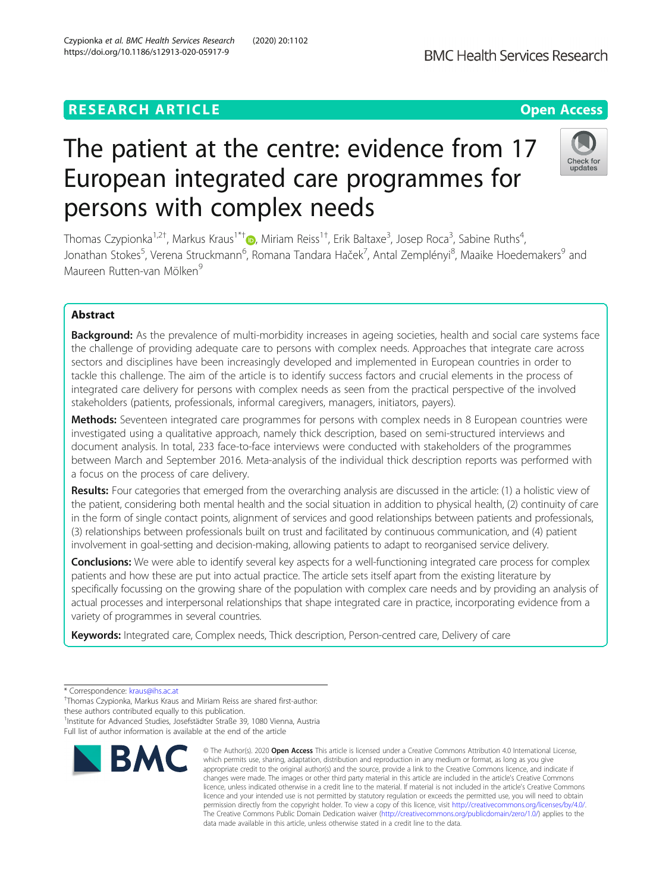RESEARCH ARTICLE

Open Access

# The patient at the centre: evidence from 17 European integrated care programmes for persons with complex needs

Thomas Czypionka[1,2†], Markus Kraus[1*†], Miriam Reiss[1†], Erik Baltaxe[3], Josep Roca[3], Sabine Ruths[4], Jonathan Stokes[5], Verena Struckmann[6], Romana Tandara Haček[7], Antal Zemplényi[8], Maaike Hoedemakers[9] and Maureen Rutten-van Mölken[9]

## Abstract

**Background:** As the prevalence of multi-morbidity increases in ageing societies, health and social care systems face the challenge of providing adequate care to persons with complex needs. Approaches that integrate care across sectors and disciplines have been increasingly developed and implemented in European countries in order to tackle this challenge. The aim of the article is to identify success factors and crucial elements in the process of integrated care delivery for persons with complex needs as seen from the practical perspective of the involved stakeholders (patients, professionals, informal caregivers, managers, initiators, payers).

**Methods:** Seventeen integrated care programmes for persons with complex needs in 8 European countries were investigated using a qualitative approach, namely thick description, based on semi-structured interviews and document analysis. In total, 233 face-to-face interviews were conducted with stakeholders of the programmes between March and September 2016. Meta-analysis of the individual thick description reports was performed with a focus on the process of care delivery.

**Results:** Four categories that emerged from the overarching analysis are discussed in the article: (1) a holistic view of the patient, considering both mental health and the social situation in addition to physical health, (2) continuity of care in the form of single contact points, alignment of services and good relationships between patients and professionals, (3) relationships between professionals built on trust and facilitated by continuous communication, and (4) patient involvement in goal-setting and decision-making, allowing patients to adapt to reorganised service delivery.

**Conclusions:** We were able to identify several key aspects for a well-functioning integrated care process for complex patients and how these are put into actual practice. The article sets itself apart from the existing literature by specifically focussing on the growing share of the population with complex care needs and by providing an analysis of actual processes and interpersonal relationships that shape integrated care in practice, incorporating evidence from a variety of programmes in several countries.

**Keywords:** Integrated care, Complex needs, Thick description, Person-centred care, Delivery of care

---

* Correspondence: kraus@ihs.ac.at
†Thomas Czypionka, Markus Kraus and Miriam Reiss are shared first-author: these authors contributed equally to this publication.
[1]Institute for Advanced Studies, Josefstädter Straße 39, 1080 Vienna, Austria
Full list of author information is available at the end of the article

© The Author(s). 2020 **Open Access** This article is licensed under a Creative Commons Attribution 4.0 International License, which permits use, sharing, adaptation, distribution and reproduction in any medium or format, as long as you give appropriate credit to the original author(s) and the source, provide a link to the Creative Commons licence, and indicate if changes were made. The images or other third party material in this article are included in the article's Creative Commons licence, unless indicated otherwise in a credit line to the material. If material is not included in the article's Creative Commons licence and your intended use is not permitted by statutory regulation or exceeds the permitted use, you will need to obtain permission directly from the copyright holder. To view a copy of this licence, visit http://creativecommons.org/licenses/by/4.0/. The Creative Commons Public Domain Dedication waiver (http://creativecommons.org/publicdomain/zero/1.0/) applies to the data made available in this article, unless otherwise stated in a credit line to the data.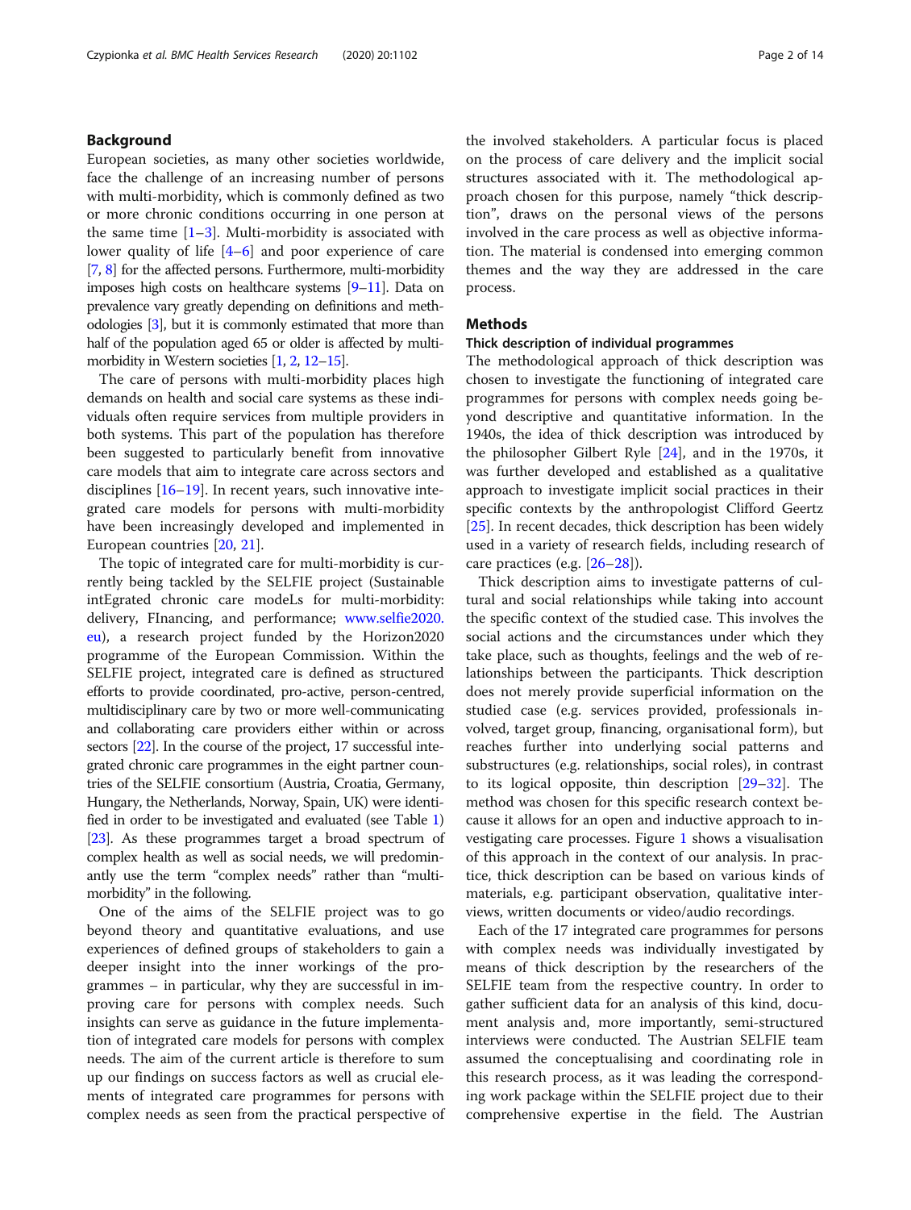## Background

European societies, as many other societies worldwide, face the challenge of an increasing number of persons with multi-morbidity, which is commonly defined as two or more chronic conditions occurring in one person at the same time [1–3]. Multi-morbidity is associated with lower quality of life [4–6] and poor experience of care [7, 8] for the affected persons. Furthermore, multi-morbidity imposes high costs on healthcare systems [9–11]. Data on prevalence vary greatly depending on definitions and methodologies [3], but it is commonly estimated that more than half of the population aged 65 or older is affected by multi-morbidity in Western societies [1, 2, 12–15].

The care of persons with multi-morbidity places high demands on health and social care systems as these individuals often require services from multiple providers in both systems. This part of the population has therefore been suggested to particularly benefit from innovative care models that aim to integrate care across sectors and disciplines [16–19]. In recent years, such innovative integrated care models for persons with multi-morbidity have been increasingly developed and implemented in European countries [20, 21].

The topic of integrated care for multi-morbidity is currently being tackled by the SELFIE project (Sustainable intEgrated chronic care modeLs for multi-morbidity: delivery, FInancing, and performance; www.selfie2020.eu), a research project funded by the Horizon2020 programme of the European Commission. Within the SELFIE project, integrated care is defined as structured efforts to provide coordinated, pro-active, person-centred, multidisciplinary care by two or more well-communicating and collaborating care providers either within or across sectors [22]. In the course of the project, 17 successful integrated chronic care programmes in the eight partner countries of the SELFIE consortium (Austria, Croatia, Germany, Hungary, the Netherlands, Norway, Spain, UK) were identified in order to be investigated and evaluated (see Table 1) [23]. As these programmes target a broad spectrum of complex health as well as social needs, we will predominantly use the term "complex needs" rather than "multi-morbidity" in the following.

One of the aims of the SELFIE project was to go beyond theory and quantitative evaluations, and use experiences of defined groups of stakeholders to gain a deeper insight into the inner workings of the programmes – in particular, why they are successful in improving care for persons with complex needs. Such insights can serve as guidance in the future implementation of integrated care models for persons with complex needs. The aim of the current article is therefore to sum up our findings on success factors as well as crucial elements of integrated care programmes for persons with complex needs as seen from the practical perspective of the involved stakeholders. A particular focus is placed on the process of care delivery and the implicit social structures associated with it. The methodological approach chosen for this purpose, namely "thick description", draws on the personal views of the persons involved in the care process as well as objective information. The material is condensed into emerging common themes and the way they are addressed in the care process.

## Methods

### Thick description of individual programmes

The methodological approach of thick description was chosen to investigate the functioning of integrated care programmes for persons with complex needs going beyond descriptive and quantitative information. In the 1940s, the idea of thick description was introduced by the philosopher Gilbert Ryle [24], and in the 1970s, it was further developed and established as a qualitative approach to investigate implicit social practices in their specific contexts by the anthropologist Clifford Geertz [25]. In recent decades, thick description has been widely used in a variety of research fields, including research of care practices (e.g. [26–28]).

Thick description aims to investigate patterns of cultural and social relationships while taking into account the specific context of the studied case. This involves the social actions and the circumstances under which they take place, such as thoughts, feelings and the web of relationships between the participants. Thick description does not merely provide superficial information on the studied case (e.g. services provided, professionals involved, target group, financing, organisational form), but reaches further into underlying social patterns and substructures (e.g. relationships, social roles), in contrast to its logical opposite, thin description [29–32]. The method was chosen for this specific research context because it allows for an open and inductive approach to investigating care processes. Figure 1 shows a visualisation of this approach in the context of our analysis. In practice, thick description can be based on various kinds of materials, e.g. participant observation, qualitative interviews, written documents or video/audio recordings.

Each of the 17 integrated care programmes for persons with complex needs was individually investigated by means of thick description by the researchers of the SELFIE team from the respective country. In order to gather sufficient data for an analysis of this kind, document analysis and, more importantly, semi-structured interviews were conducted. The Austrian SELFIE team assumed the conceptualising and coordinating role in this research process, as it was leading the corresponding work package within the SELFIE project due to their comprehensive expertise in the field. The Austrian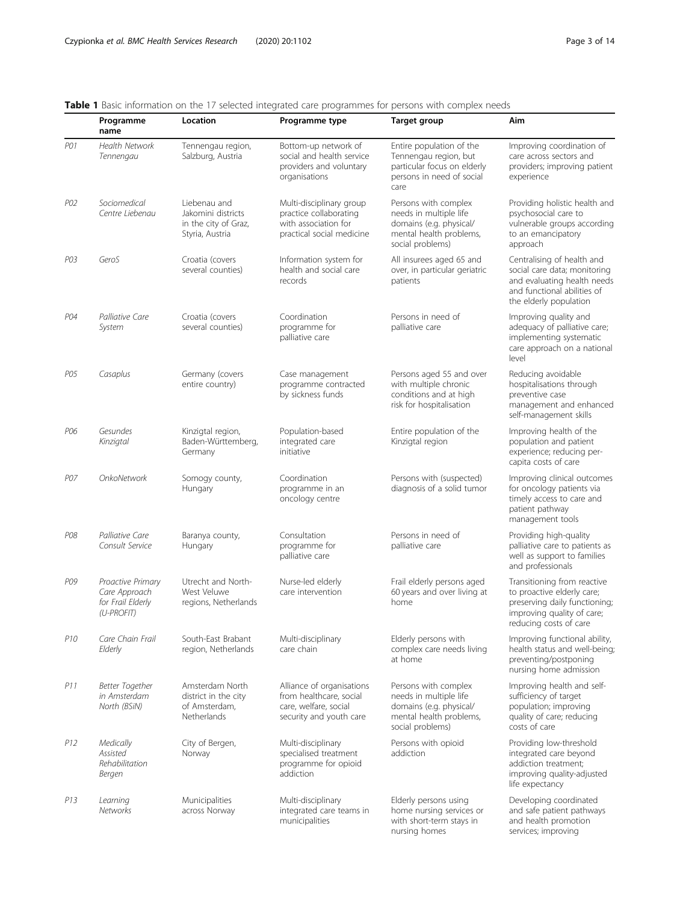**Table 1** Basic information on the 17 selected integrated care programmes for persons with complex needs

| | Programme name | Location | Programme type | Target group | Aim |
|---|---|---|---|---|---|
| *P01* | *Health Network Tennengau* | Tennengau region, Salzburg, Austria | Bottom-up network of social and health service providers and voluntary organisations | Entire population of the Tennengau region, but particular focus on elderly persons in need of social care | Improving coordination of care across sectors and providers; improving patient experience |
| *P02* | *Sociomedical Centre Liebenau* | Liebenau and Jakomini districts in the city of Graz, Styria, Austria | Multi-disciplinary group practice collaborating with association for practical social medicine | Persons with complex needs in multiple life domains (e.g. physical/ mental health problems, social problems) | Providing holistic health and psychosocial care to vulnerable groups according to an emancipatory approach |
| *P03* | *GeroS* | Croatia (covers several counties) | Information system for health and social care records | All insurees aged 65 and over, in particular geriatric patients | Centralising of health and social care data; monitoring and evaluating health needs and functional abilities of the elderly population |
| *P04* | *Palliative Care System* | Croatia (covers several counties) | Coordination programme for palliative care | Persons in need of palliative care | Improving quality and adequacy of palliative care; implementing systematic care approach on a national level |
| *P05* | *Casaplus* | Germany (covers entire country) | Case management programme contracted by sickness funds | Persons aged 55 and over with multiple chronic conditions and at high risk for hospitalisation | Reducing avoidable hospitalisations through preventive case management and enhanced self-management skills |
| *P06* | *Gesundes Kinzigtal* | Kinzigtal region, Baden-Württemberg, Germany | Population-based integrated care initiative | Entire population of the Kinzigtal region | Improving health of the population and patient experience; reducing per-capita costs of care |
| *P07* | *OnkoNetwork* | Somogy county, Hungary | Coordination programme in an oncology centre | Persons with (suspected) diagnosis of a solid tumor | Improving clinical outcomes for oncology patients via timely access to care and patient pathway management tools |
| *P08* | *Palliative Care Consult Service* | Baranya county, Hungary | Consultation programme for palliative care | Persons in need of palliative care | Providing high-quality palliative care to patients as well as support to families and professionals |
| *P09* | *Proactive Primary Care Approach for Frail Elderly (U-PROFIT)* | Utrecht and North-West Veluwe regions, Netherlands | Nurse-led elderly care intervention | Frail elderly persons aged 60 years and over living at home | Transitioning from reactive to proactive elderly care; preserving daily functioning; improving quality of care; reducing costs of care |
| *P10* | *Care Chain Frail Elderly* | South-East Brabant region, Netherlands | Multi-disciplinary care chain | Elderly persons with complex care needs living at home | Improving functional ability, health status and well-being; preventing/postponing nursing home admission |
| *P11* | *Better Together in Amsterdam North (BSiN)* | Amsterdam North district in the city of Amsterdam, Netherlands | Alliance of organisations from healthcare, social care, welfare, social security and youth care | Persons with complex needs in multiple life domains (e.g. physical/ mental health problems, social problems) | Improving health and self-sufficiency of target population; improving quality of care; reducing costs of care |
| *P12* | *Medically Assisted Rehabilitation Bergen* | City of Bergen, Norway | Multi-disciplinary specialised treatment programme for opioid addiction | Persons with opioid addiction | Providing low-threshold integrated care beyond addiction treatment; improving quality-adjusted life expectancy |
| *P13* | *Learning Networks* | Municipalities across Norway | Multi-disciplinary integrated care teams in municipalities | Elderly persons using home nursing services or with short-term stays in nursing homes | Developing coordinated and safe patient pathways and health promotion services; improving |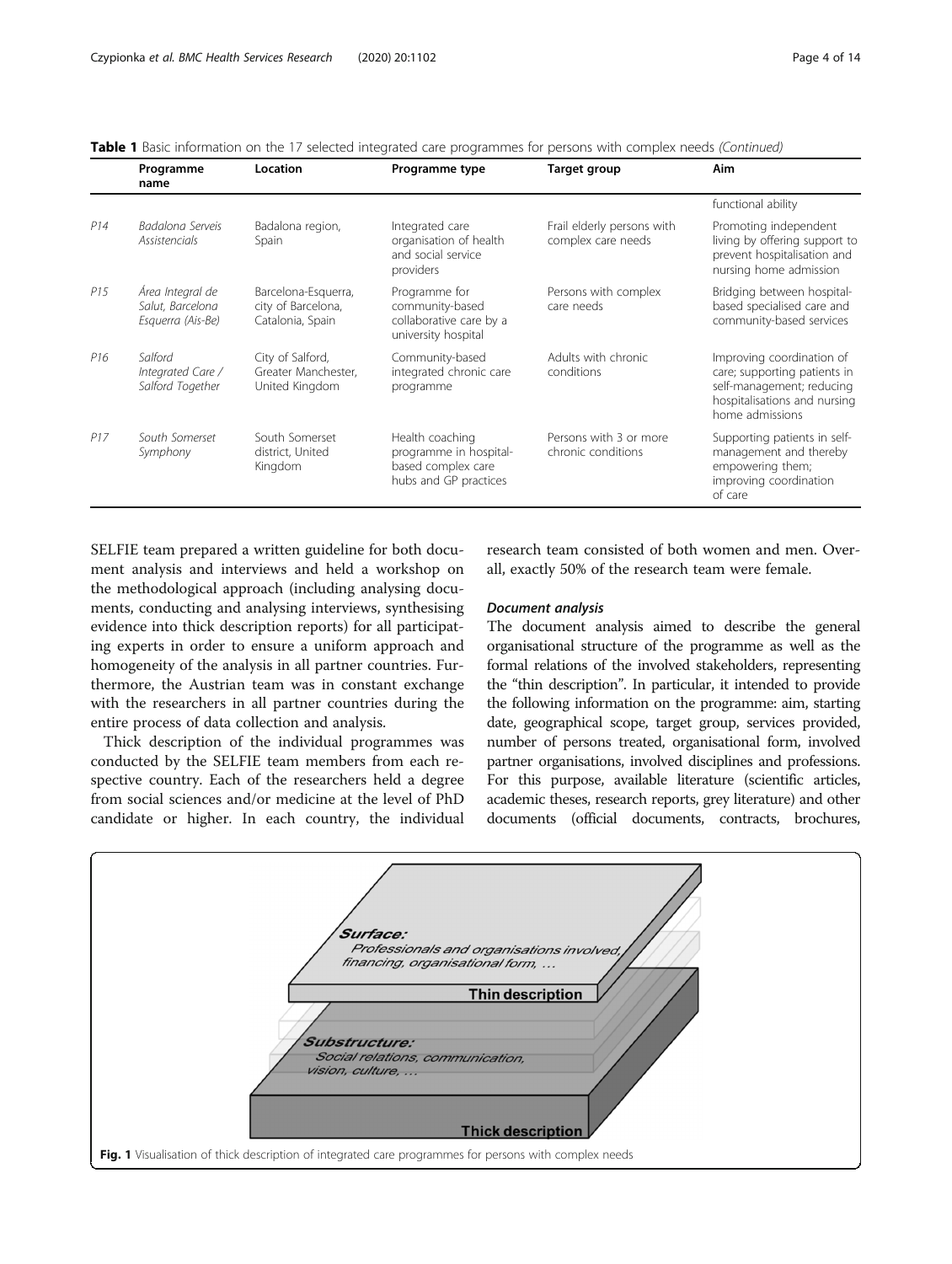**Table 1** Basic information on the 17 selected integrated care programmes for persons with complex needs *(Continued)*

| | Programme name | Location | Programme type | Target group | Aim |
|---|---|---|---|---|---|
| | | | | | functional ability |
| *P14* | *Badalona Serveis Assistencials* | Badalona region, Spain | Integrated care organisation of health and social service providers | Frail elderly persons with complex care needs | Promoting independent living by offering support to prevent hospitalisation and nursing home admission |
| *P15* | *Área Integral de Salut, Barcelona Esquerra (Ais-Be)* | Barcelona-Esquerra, city of Barcelona, Catalonia, Spain | Programme for community-based collaborative care by a university hospital | Persons with complex care needs | Bridging between hospital-based specialised care and community-based services |
| *P16* | *Salford Integrated Care / Salford Together* | City of Salford, Greater Manchester, United Kingdom | Community-based integrated chronic care programme | Adults with chronic conditions | Improving coordination of care; supporting patients in self-management; reducing hospitalisations and nursing home admissions |
| *P17* | *South Somerset Symphony* | South Somerset district, United Kingdom | Health coaching programme in hospital-based complex care hubs and GP practices | Persons with 3 or more chronic conditions | Supporting patients in self-management and thereby empowering them; improving coordination of care |

SELFIE team prepared a written guideline for both document analysis and interviews and held a workshop on the methodological approach (including analysing documents, conducting and analysing interviews, synthesising evidence into thick description reports) for all participating experts in order to ensure a uniform approach and homogeneity of the analysis in all partner countries. Furthermore, the Austrian team was in constant exchange with the researchers in all partner countries during the entire process of data collection and analysis.

Thick description of the individual programmes was conducted by the SELFIE team members from each respective country. Each of the researchers held a degree from social sciences and/or medicine at the level of PhD candidate or higher. In each country, the individual research team consisted of both women and men. Overall, exactly 50% of the research team were female.

#### *Document analysis*

The document analysis aimed to describe the general organisational structure of the programme as well as the formal relations of the involved stakeholders, representing the "thin description". In particular, it intended to provide the following information on the programme: aim, starting date, geographical scope, target group, services provided, number of persons treated, organisational form, involved partner organisations, involved disciplines and professions. For this purpose, available literature (scientific articles, academic theses, research reports, grey literature) and other documents (official documents, contracts, brochures,

**Fig. 1** Visualisation of thick description of integrated care programmes for persons with complex needs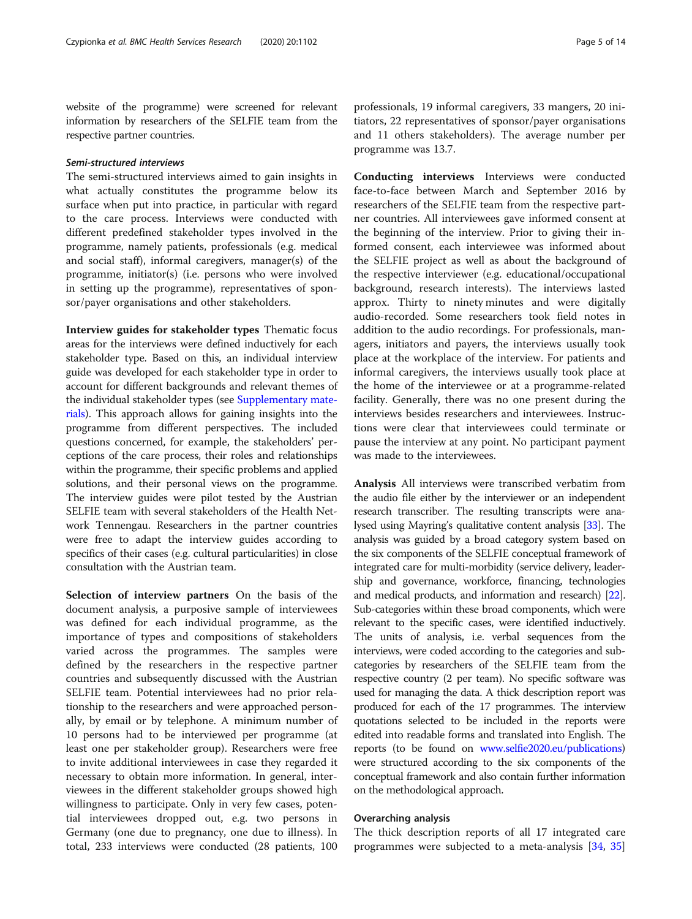website of the programme) were screened for relevant information by researchers of the SELFIE team from the respective partner countries.

#### *Semi-structured interviews*

The semi-structured interviews aimed to gain insights in what actually constitutes the programme below its surface when put into practice, in particular with regard to the care process. Interviews were conducted with different predefined stakeholder types involved in the programme, namely patients, professionals (e.g. medical and social staff), informal caregivers, manager(s) of the programme, initiator(s) (i.e. persons who were involved in setting up the programme), representatives of sponsor/payer organisations and other stakeholders.

**Interview guides for stakeholder types** Thematic focus areas for the interviews were defined inductively for each stakeholder type. Based on this, an individual interview guide was developed for each stakeholder type in order to account for different backgrounds and relevant themes of the individual stakeholder types (see Supplementary materials). This approach allows for gaining insights into the programme from different perspectives. The included questions concerned, for example, the stakeholders' perceptions of the care process, their roles and relationships within the programme, their specific problems and applied solutions, and their personal views on the programme. The interview guides were pilot tested by the Austrian SELFIE team with several stakeholders of the Health Network Tennengau. Researchers in the partner countries were free to adapt the interview guides according to specifics of their cases (e.g. cultural particularities) in close consultation with the Austrian team.

**Selection of interview partners** On the basis of the document analysis, a purposive sample of interviewees was defined for each individual programme, as the importance of types and compositions of stakeholders varied across the programmes. The samples were defined by the researchers in the respective partner countries and subsequently discussed with the Austrian SELFIE team. Potential interviewees had no prior relationship to the researchers and were approached personally, by email or by telephone. A minimum number of 10 persons had to be interviewed per programme (at least one per stakeholder group). Researchers were free to invite additional interviewees in case they regarded it necessary to obtain more information. In general, interviewees in the different stakeholder groups showed high willingness to participate. Only in very few cases, potential interviewees dropped out, e.g. two persons in Germany (one due to pregnancy, one due to illness). In total, 233 interviews were conducted (28 patients, 100 professionals, 19 informal caregivers, 33 mangers, 20 initiators, 22 representatives of sponsor/payer organisations and 11 others stakeholders). The average number per programme was 13.7.

**Conducting interviews** Interviews were conducted face-to-face between March and September 2016 by researchers of the SELFIE team from the respective partner countries. All interviewees gave informed consent at the beginning of the interview. Prior to giving their informed consent, each interviewee was informed about the SELFIE project as well as about the background of the respective interviewer (e.g. educational/occupational background, research interests). The interviews lasted approx. Thirty to ninety minutes and were digitally audio-recorded. Some researchers took field notes in addition to the audio recordings. For professionals, managers, initiators and payers, the interviews usually took place at the workplace of the interview. For patients and informal caregivers, the interviews usually took place at the home of the interviewee or at a programme-related facility. Generally, there was no one present during the interviews besides researchers and interviewees. Instructions were clear that interviewees could terminate or pause the interview at any point. No participant payment was made to the interviewees.

**Analysis** All interviews were transcribed verbatim from the audio file either by the interviewer or an independent research transcriber. The resulting transcripts were analysed using Mayring's qualitative content analysis [33]. The analysis was guided by a broad category system based on the six components of the SELFIE conceptual framework of integrated care for multi-morbidity (service delivery, leadership and governance, workforce, financing, technologies and medical products, and information and research) [22]. Sub-categories within these broad components, which were relevant to the specific cases, were identified inductively. The units of analysis, i.e. verbal sequences from the interviews, were coded according to the categories and sub-categories by researchers of the SELFIE team from the respective country (2 per team). No specific software was used for managing the data. A thick description report was produced for each of the 17 programmes. The interview quotations selected to be included in the reports were edited into readable forms and translated into English. The reports (to be found on www.selfie2020.eu/publications) were structured according to the six components of the conceptual framework and also contain further information on the methodological approach.

#### Overarching analysis

The thick description reports of all 17 integrated care programmes were subjected to a meta-analysis [34, 35]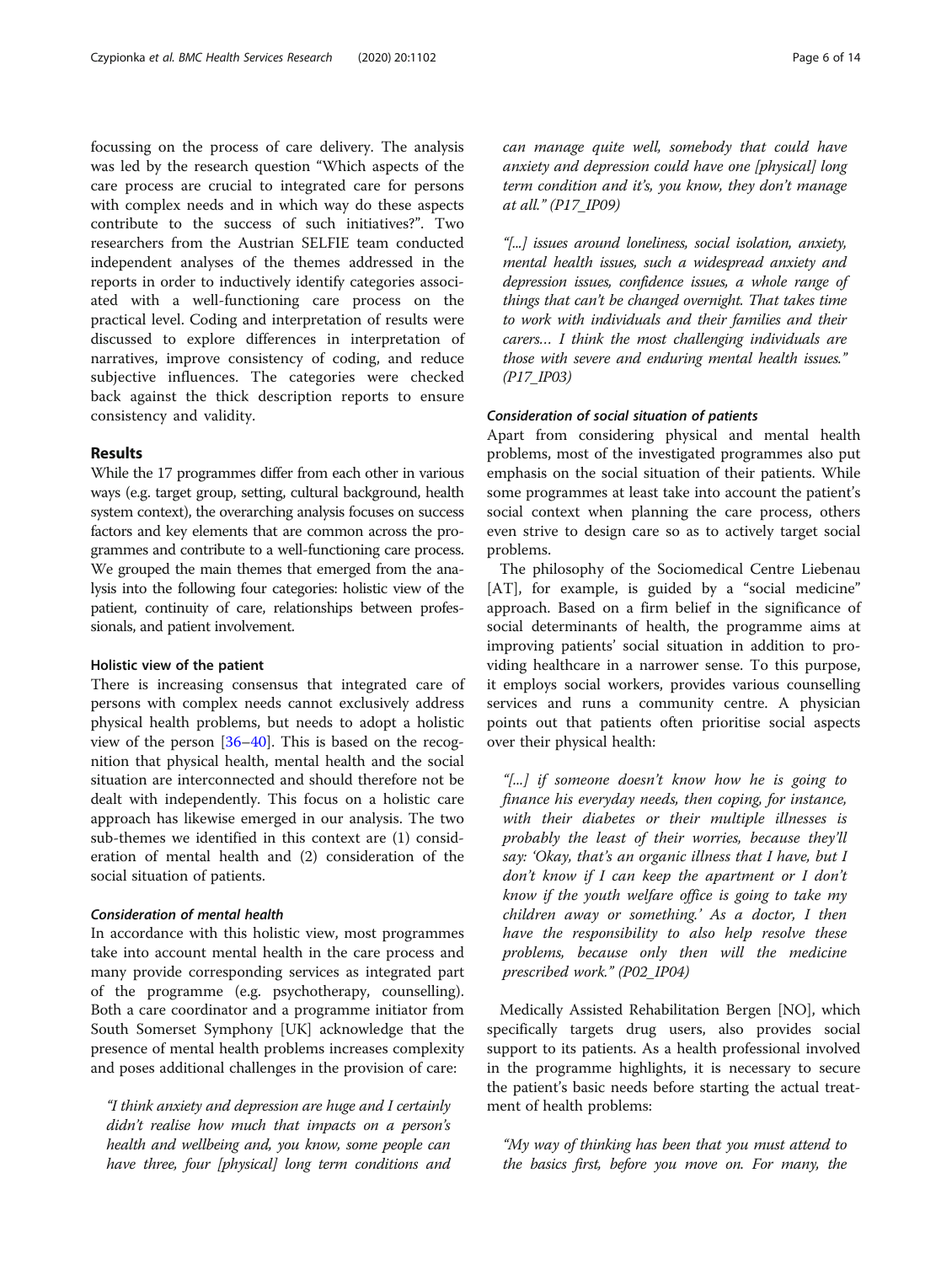focussing on the process of care delivery. The analysis was led by the research question "Which aspects of the care process are crucial to integrated care for persons with complex needs and in which way do these aspects contribute to the success of such initiatives?". Two researchers from the Austrian SELFIE team conducted independent analyses of the themes addressed in the reports in order to inductively identify categories associated with a well-functioning care process on the practical level. Coding and interpretation of results were discussed to explore differences in interpretation of narratives, improve consistency of coding, and reduce subjective influences. The categories were checked back against the thick description reports to ensure consistency and validity.

## Results

While the 17 programmes differ from each other in various ways (e.g. target group, setting, cultural background, health system context), the overarching analysis focuses on success factors and key elements that are common across the programmes and contribute to a well-functioning care process. We grouped the main themes that emerged from the analysis into the following four categories: holistic view of the patient, continuity of care, relationships between professionals, and patient involvement.

### Holistic view of the patient

There is increasing consensus that integrated care of persons with complex needs cannot exclusively address physical health problems, but needs to adopt a holistic view of the person [36–40]. This is based on the recognition that physical health, mental health and the social situation are interconnected and should therefore not be dealt with independently. This focus on a holistic care approach has likewise emerged in our analysis. The two sub-themes we identified in this context are (1) consideration of mental health and (2) consideration of the social situation of patients.

#### Consideration of mental health

In accordance with this holistic view, most programmes take into account mental health in the care process and many provide corresponding services as integrated part of the programme (e.g. psychotherapy, counselling). Both a care coordinator and a programme initiator from South Somerset Symphony [UK] acknowledge that the presence of mental health problems increases complexity and poses additional challenges in the provision of care:

> *"I think anxiety and depression are huge and I certainly didn't realise how much that impacts on a person's health and wellbeing and, you know, some people can have three, four [physical] long term conditions and can manage quite well, somebody that could have anxiety and depression could have one [physical] long term condition and it's, you know, they don't manage at all." (P17_IP09)*

> *"[...] issues around loneliness, social isolation, anxiety, mental health issues, such a widespread anxiety and depression issues, confidence issues, a whole range of things that can't be changed overnight. That takes time to work with individuals and their families and their carers… I think the most challenging individuals are those with severe and enduring mental health issues." (P17_IP03)*

#### Consideration of social situation of patients

Apart from considering physical and mental health problems, most of the investigated programmes also put emphasis on the social situation of their patients. While some programmes at least take into account the patient's social context when planning the care process, others even strive to design care so as to actively target social problems.

The philosophy of the Sociomedical Centre Liebenau [AT], for example, is guided by a "social medicine" approach. Based on a firm belief in the significance of social determinants of health, the programme aims at improving patients' social situation in addition to providing healthcare in a narrower sense. To this purpose, it employs social workers, provides various counselling services and runs a community centre. A physician points out that patients often prioritise social aspects over their physical health:

> *"[...] if someone doesn't know how he is going to finance his everyday needs, then coping, for instance, with their diabetes or their multiple illnesses is probably the least of their worries, because they'll say: 'Okay, that's an organic illness that I have, but I don't know if I can keep the apartment or I don't know if the youth welfare office is going to take my children away or something.' As a doctor, I then have the responsibility to also help resolve these problems, because only then will the medicine prescribed work." (P02_IP04)*

Medically Assisted Rehabilitation Bergen [NO], which specifically targets drug users, also provides social support to its patients. As a health professional involved in the programme highlights, it is necessary to secure the patient's basic needs before starting the actual treatment of health problems:

> *"My way of thinking has been that you must attend to the basics first, before you move on. For many, the*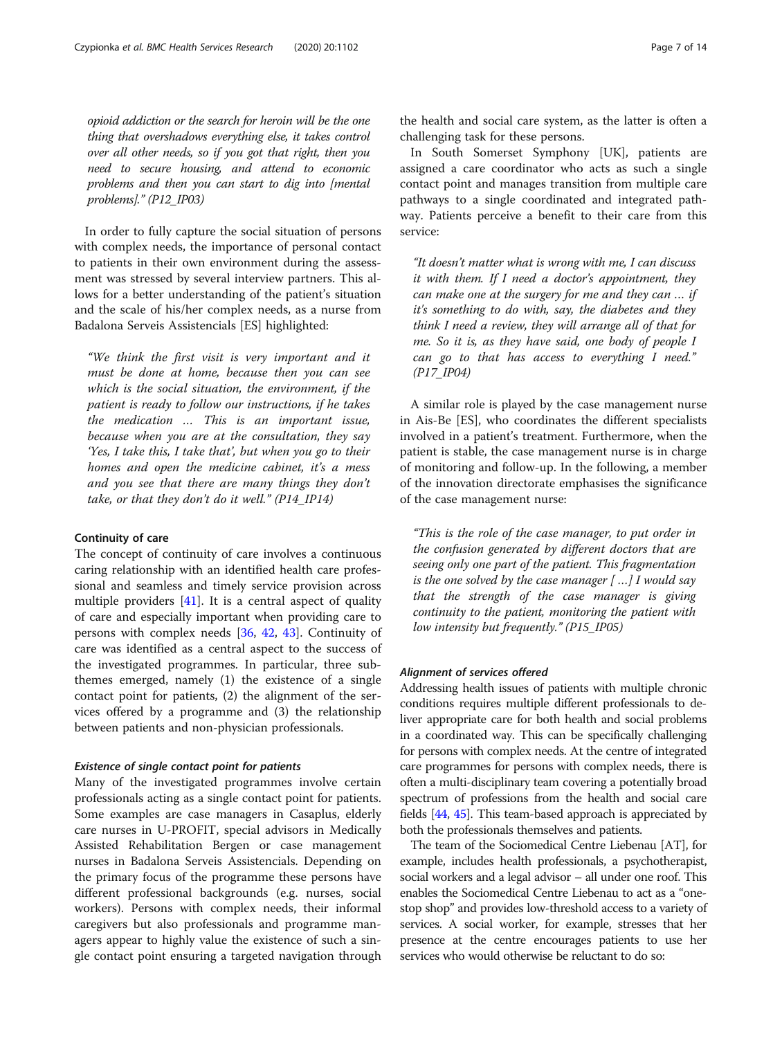*opioid addiction or the search for heroin will be the one thing that overshadows everything else, it takes control over all other needs, so if you got that right, then you need to secure housing, and attend to economic problems and then you can start to dig into [mental problems]." (P12_IP03)*

In order to fully capture the social situation of persons with complex needs, the importance of personal contact to patients in their own environment during the assessment was stressed by several interview partners. This allows for a better understanding of the patient's situation and the scale of his/her complex needs, as a nurse from Badalona Serveis Assistencials [ES] highlighted:

> *"We think the first visit is very important and it must be done at home, because then you can see which is the social situation, the environment, if the patient is ready to follow our instructions, if he takes the medication … This is an important issue, because when you are at the consultation, they say 'Yes, I take this, I take that', but when you go to their homes and open the medicine cabinet, it's a mess and you see that there are many things they don't take, or that they don't do it well." (P14_IP14)*

### Continuity of care

The concept of continuity of care involves a continuous caring relationship with an identified health care professional and seamless and timely service provision across multiple providers [41]. It is a central aspect of quality of care and especially important when providing care to persons with complex needs [36, 42, 43]. Continuity of care was identified as a central aspect to the success of the investigated programmes. In particular, three subthemes emerged, namely (1) the existence of a single contact point for patients, (2) the alignment of the services offered by a programme and (3) the relationship between patients and non-physician professionals.

#### *Existence of single contact point for patients*

Many of the investigated programmes involve certain professionals acting as a single contact point for patients. Some examples are case managers in Casaplus, elderly care nurses in U-PROFIT, special advisors in Medically Assisted Rehabilitation Bergen or case management nurses in Badalona Serveis Assistencials. Depending on the primary focus of the programme these persons have different professional backgrounds (e.g. nurses, social workers). Persons with complex needs, their informal caregivers but also professionals and programme managers appear to highly value the existence of such a single contact point ensuring a targeted navigation through the health and social care system, as the latter is often a challenging task for these persons.

In South Somerset Symphony [UK], patients are assigned a care coordinator who acts as such a single contact point and manages transition from multiple care pathways to a single coordinated and integrated pathway. Patients perceive a benefit to their care from this service:

> *"It doesn't matter what is wrong with me, I can discuss it with them. If I need a doctor's appointment, they can make one at the surgery for me and they can … if it's something to do with, say, the diabetes and they think I need a review, they will arrange all of that for me. So it is, as they have said, one body of people I can go to that has access to everything I need." (P17_IP04)*

A similar role is played by the case management nurse in Ais-Be [ES], who coordinates the different specialists involved in a patient's treatment. Furthermore, when the patient is stable, the case management nurse is in charge of monitoring and follow-up. In the following, a member of the innovation directorate emphasises the significance of the case management nurse:

> *"This is the role of the case manager, to put order in the confusion generated by different doctors that are seeing only one part of the patient. This fragmentation is the one solved by the case manager [ …] I would say that the strength of the case manager is giving continuity to the patient, monitoring the patient with low intensity but frequently." (P15_IP05)*

#### *Alignment of services offered*

Addressing health issues of patients with multiple chronic conditions requires multiple different professionals to deliver appropriate care for both health and social problems in a coordinated way. This can be specifically challenging for persons with complex needs. At the centre of integrated care programmes for persons with complex needs, there is often a multi-disciplinary team covering a potentially broad spectrum of professions from the health and social care fields [44, 45]. This team-based approach is appreciated by both the professionals themselves and patients.

The team of the Sociomedical Centre Liebenau [AT], for example, includes health professionals, a psychotherapist, social workers and a legal advisor – all under one roof. This enables the Sociomedical Centre Liebenau to act as a "one-stop shop" and provides low-threshold access to a variety of services. A social worker, for example, stresses that her presence at the centre encourages patients to use her services who would otherwise be reluctant to do so: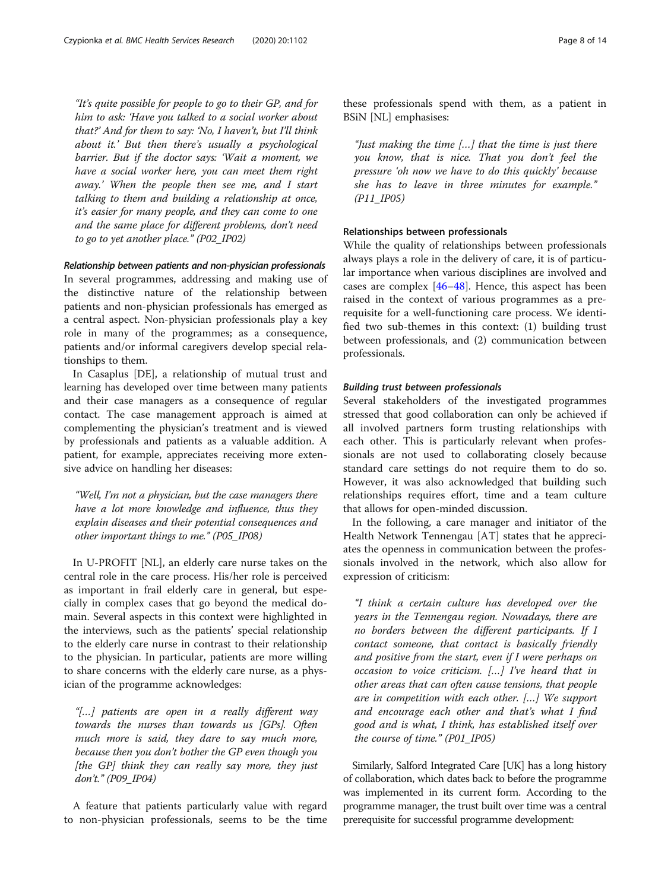*"It's quite possible for people to go to their GP, and for him to ask: 'Have you talked to a social worker about that?' And for them to say: 'No, I haven't, but I'll think about it.' But then there's usually a psychological barrier. But if the doctor says: 'Wait a moment, we have a social worker here, you can meet them right away.' When the people then see me, and I start talking to them and building a relationship at once, it's easier for many people, and they can come to one and the same place for different problems, don't need to go to yet another place." (P02_IP02)*

#### Relationship between patients and non-physician professionals

In several programmes, addressing and making use of the distinctive nature of the relationship between patients and non-physician professionals has emerged as a central aspect. Non-physician professionals play a key role in many of the programmes; as a consequence, patients and/or informal caregivers develop special relationships to them.

In Casaplus [DE], a relationship of mutual trust and learning has developed over time between many patients and their case managers as a consequence of regular contact. The case management approach is aimed at complementing the physician's treatment and is viewed by professionals and patients as a valuable addition. A patient, for example, appreciates receiving more extensive advice on handling her diseases:

*"Well, I'm not a physician, but the case managers there have a lot more knowledge and influence, thus they explain diseases and their potential consequences and other important things to me." (P05_IP08)*

In U-PROFIT [NL], an elderly care nurse takes on the central role in the care process. His/her role is perceived as important in frail elderly care in general, but especially in complex cases that go beyond the medical domain. Several aspects in this context were highlighted in the interviews, such as the patients' special relationship to the elderly care nurse in contrast to their relationship to the physician. In particular, patients are more willing to share concerns with the elderly care nurse, as a physician of the programme acknowledges:

*"[…] patients are open in a really different way towards the nurses than towards us [GPs]. Often much more is said, they dare to say much more, because then you don't bother the GP even though you [the GP] think they can really say more, they just don't." (P09_IP04)*

A feature that patients particularly value with regard to non-physician professionals, seems to be the time these professionals spend with them, as a patient in BSiN [NL] emphasises:

*"Just making the time […] that the time is just there you know, that is nice. That you don't feel the pressure 'oh now we have to do this quickly' because she has to leave in three minutes for example." (P11_IP05)*

### Relationships between professionals

While the quality of relationships between professionals always plays a role in the delivery of care, it is of particular importance when various disciplines are involved and cases are complex [46–48]. Hence, this aspect has been raised in the context of various programmes as a prerequisite for a well-functioning care process. We identified two sub-themes in this context: (1) building trust between professionals, and (2) communication between professionals.

#### Building trust between professionals

Several stakeholders of the investigated programmes stressed that good collaboration can only be achieved if all involved partners form trusting relationships with each other. This is particularly relevant when professionals are not used to collaborating closely because standard care settings do not require them to do so. However, it was also acknowledged that building such relationships requires effort, time and a team culture that allows for open-minded discussion.

In the following, a care manager and initiator of the Health Network Tennengau [AT] states that he appreciates the openness in communication between the professionals involved in the network, which also allow for expression of criticism:

*"I think a certain culture has developed over the years in the Tennengau region. Nowadays, there are no borders between the different participants. If I contact someone, that contact is basically friendly and positive from the start, even if I were perhaps on occasion to voice criticism. […] I've heard that in other areas that can often cause tensions, that people are in competition with each other. […] We support and encourage each other and that's what I find good and is what, I think, has established itself over the course of time." (P01_IP05)*

Similarly, Salford Integrated Care [UK] has a long history of collaboration, which dates back to before the programme was implemented in its current form. According to the programme manager, the trust built over time was a central prerequisite for successful programme development: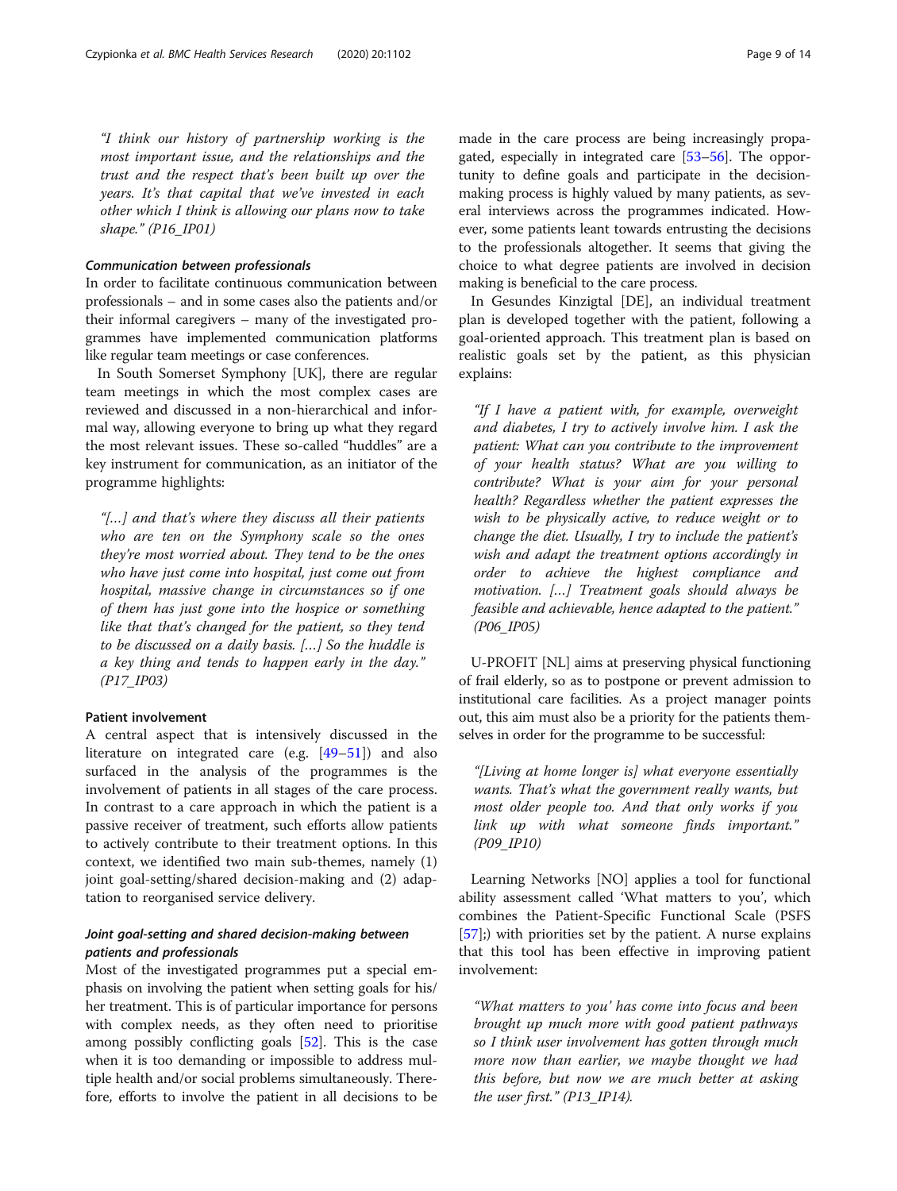*"I think our history of partnership working is the most important issue, and the relationships and the trust and the respect that's been built up over the years. It's that capital that we've invested in each other which I think is allowing our plans now to take shape." (P16_IP01)*

#### *Communication between professionals*

In order to facilitate continuous communication between professionals – and in some cases also the patients and/or their informal caregivers – many of the investigated programmes have implemented communication platforms like regular team meetings or case conferences.

In South Somerset Symphony [UK], there are regular team meetings in which the most complex cases are reviewed and discussed in a non-hierarchical and informal way, allowing everyone to bring up what they regard the most relevant issues. These so-called "huddles" are a key instrument for communication, as an initiator of the programme highlights:

*"[…] and that's where they discuss all their patients who are ten on the Symphony scale so the ones they're most worried about. They tend to be the ones who have just come into hospital, just come out from hospital, massive change in circumstances so if one of them has just gone into the hospice or something like that that's changed for the patient, so they tend to be discussed on a daily basis. […] So the huddle is a key thing and tends to happen early in the day." (P17_IP03)*

### Patient involvement

A central aspect that is intensively discussed in the literature on integrated care (e.g. [49–51]) and also surfaced in the analysis of the programmes is the involvement of patients in all stages of the care process. In contrast to a care approach in which the patient is a passive receiver of treatment, such efforts allow patients to actively contribute to their treatment options. In this context, we identified two main sub-themes, namely (1) joint goal-setting/shared decision-making and (2) adaptation to reorganised service delivery.

#### *Joint goal-setting and shared decision-making between patients and professionals*

Most of the investigated programmes put a special emphasis on involving the patient when setting goals for his/her treatment. This is of particular importance for persons with complex needs, as they often need to prioritise among possibly conflicting goals [52]. This is the case when it is too demanding or impossible to address multiple health and/or social problems simultaneously. Therefore, efforts to involve the patient in all decisions to be made in the care process are being increasingly propagated, especially in integrated care [53–56]. The opportunity to define goals and participate in the decision-making process is highly valued by many patients, as several interviews across the programmes indicated. However, some patients leant towards entrusting the decisions to the professionals altogether. It seems that giving the choice to what degree patients are involved in decision making is beneficial to the care process.

In Gesundes Kinzigtal [DE], an individual treatment plan is developed together with the patient, following a goal-oriented approach. This treatment plan is based on realistic goals set by the patient, as this physician explains:

*"If I have a patient with, for example, overweight and diabetes, I try to actively involve him. I ask the patient: What can you contribute to the improvement of your health status? What are you willing to contribute? What is your aim for your personal health? Regardless whether the patient expresses the wish to be physically active, to reduce weight or to change the diet. Usually, I try to include the patient's wish and adapt the treatment options accordingly in order to achieve the highest compliance and motivation. […] Treatment goals should always be feasible and achievable, hence adapted to the patient." (P06_IP05)*

U-PROFIT [NL] aims at preserving physical functioning of frail elderly, so as to postpone or prevent admission to institutional care facilities. As a project manager points out, this aim must also be a priority for the patients themselves in order for the programme to be successful:

*"[Living at home longer is] what everyone essentially wants. That's what the government really wants, but most older people too. And that only works if you link up with what someone finds important." (P09_IP10)*

Learning Networks [NO] applies a tool for functional ability assessment called 'What matters to you', which combines the Patient-Specific Functional Scale (PSFS [57];) with priorities set by the patient. A nurse explains that this tool has been effective in improving patient involvement:

*"'What matters to you' has come into focus and been brought up much more with good patient pathways so I think user involvement has gotten through much more now than earlier, we maybe thought we had this before, but now we are much better at asking the user first." (P13_IP14).*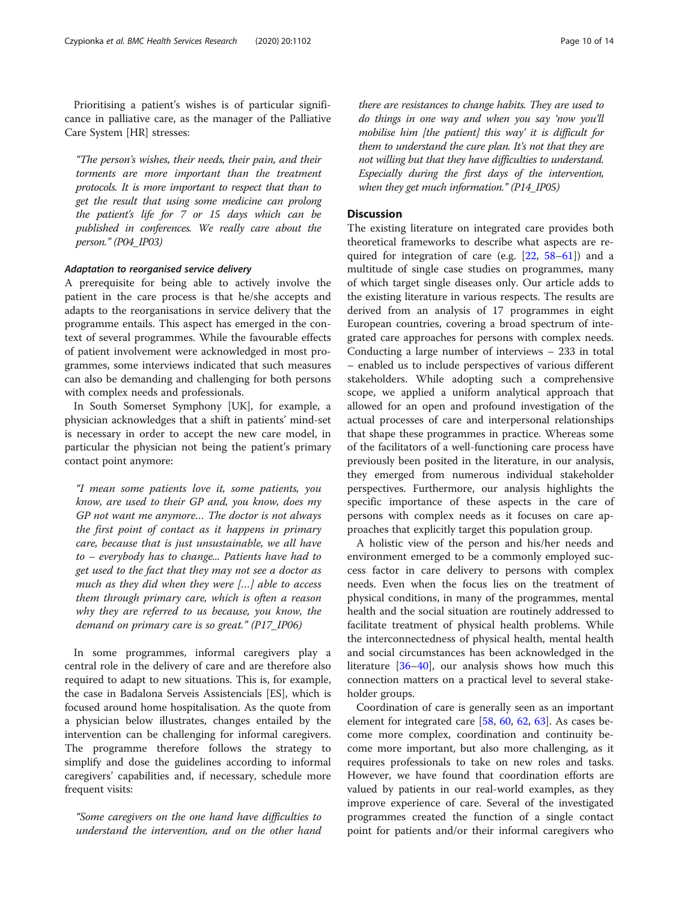Prioritising a patient's wishes is of particular significance in palliative care, as the manager of the Palliative Care System [HR] stresses:

> *"The person's wishes, their needs, their pain, and their torments are more important than the treatment protocols. It is more important to respect that than to get the result that using some medicine can prolong the patient's life for 7 or 15 days which can be published in conferences. We really care about the person." (P04_IP03)*

#### *Adaptation to reorganised service delivery*

A prerequisite for being able to actively involve the patient in the care process is that he/she accepts and adapts to the reorganisations in service delivery that the programme entails. This aspect has emerged in the context of several programmes. While the favourable effects of patient involvement were acknowledged in most programmes, some interviews indicated that such measures can also be demanding and challenging for both persons with complex needs and professionals.

In South Somerset Symphony [UK], for example, a physician acknowledges that a shift in patients' mind-set is necessary in order to accept the new care model, in particular the physician not being the patient's primary contact point anymore:

> *"I mean some patients love it, some patients, you know, are used to their GP and, you know, does my GP not want me anymore… The doctor is not always the first point of contact as it happens in primary care, because that is just unsustainable, we all have to – everybody has to change... Patients have had to get used to the fact that they may not see a doctor as much as they did when they were […] able to access them through primary care, which is often a reason why they are referred to us because, you know, the demand on primary care is so great." (P17_IP06)*

In some programmes, informal caregivers play a central role in the delivery of care and are therefore also required to adapt to new situations. This is, for example, the case in Badalona Serveis Assistencials [ES], which is focused around home hospitalisation. As the quote from a physician below illustrates, changes entailed by the intervention can be challenging for informal caregivers. The programme therefore follows the strategy to simplify and dose the guidelines according to informal caregivers' capabilities and, if necessary, schedule more frequent visits:

> *"Some caregivers on the one hand have difficulties to understand the intervention, and on the other hand there are resistances to change habits. They are used to do things in one way and when you say 'now you'll mobilise him [the patient] this way' it is difficult for them to understand the cure plan. It's not that they are not willing but that they have difficulties to understand. Especially during the first days of the intervention, when they get much information." (P14_IP05)*

## Discussion

The existing literature on integrated care provides both theoretical frameworks to describe what aspects are required for integration of care (e.g. [22, 58–61]) and a multitude of single case studies on programmes, many of which target single diseases only. Our article adds to the existing literature in various respects. The results are derived from an analysis of 17 programmes in eight European countries, covering a broad spectrum of integrated care approaches for persons with complex needs. Conducting a large number of interviews – 233 in total – enabled us to include perspectives of various different stakeholders. While adopting such a comprehensive scope, we applied a uniform analytical approach that allowed for an open and profound investigation of the actual processes of care and interpersonal relationships that shape these programmes in practice. Whereas some of the facilitators of a well-functioning care process have previously been posited in the literature, in our analysis, they emerged from numerous individual stakeholder perspectives. Furthermore, our analysis highlights the specific importance of these aspects in the care of persons with complex needs as it focuses on care approaches that explicitly target this population group.

A holistic view of the person and his/her needs and environment emerged to be a commonly employed success factor in care delivery to persons with complex needs. Even when the focus lies on the treatment of physical conditions, in many of the programmes, mental health and the social situation are routinely addressed to facilitate treatment of physical health problems. While the interconnectedness of physical health, mental health and social circumstances has been acknowledged in the literature [36–40], our analysis shows how much this connection matters on a practical level to several stakeholder groups.

Coordination of care is generally seen as an important element for integrated care [58, 60, 62, 63]. As cases become more complex, coordination and continuity become more important, but also more challenging, as it requires professionals to take on new roles and tasks. However, we have found that coordination efforts are valued by patients in our real-world examples, as they improve experience of care. Several of the investigated programmes created the function of a single contact point for patients and/or their informal caregivers who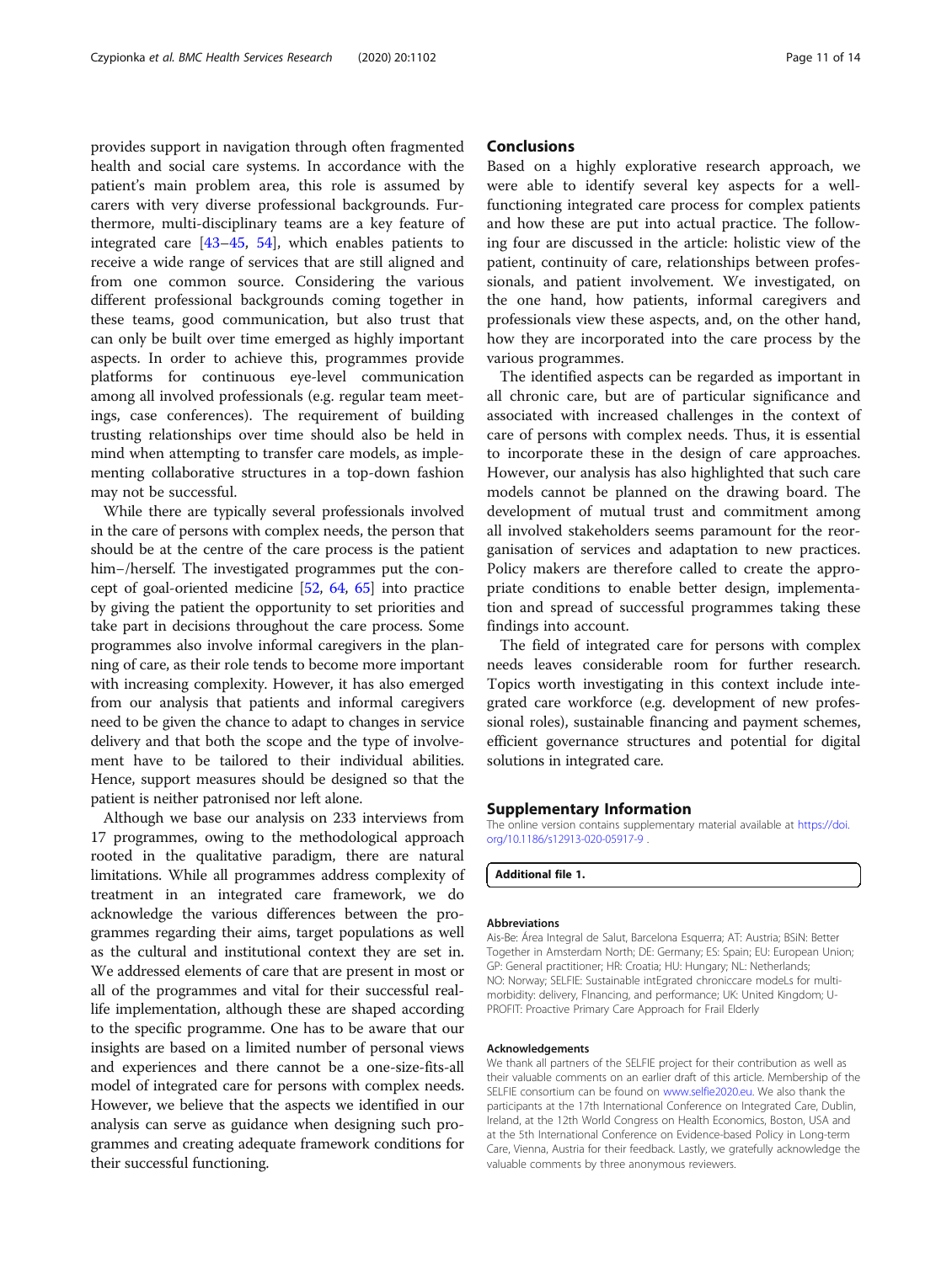provides support in navigation through often fragmented health and social care systems. In accordance with the patient's main problem area, this role is assumed by carers with very diverse professional backgrounds. Furthermore, multi-disciplinary teams are a key feature of integrated care [43–45, 54], which enables patients to receive a wide range of services that are still aligned and from one common source. Considering the various different professional backgrounds coming together in these teams, good communication, but also trust that can only be built over time emerged as highly important aspects. In order to achieve this, programmes provide platforms for continuous eye-level communication among all involved professionals (e.g. regular team meetings, case conferences). The requirement of building trusting relationships over time should also be held in mind when attempting to transfer care models, as implementing collaborative structures in a top-down fashion may not be successful.

While there are typically several professionals involved in the care of persons with complex needs, the person that should be at the centre of the care process is the patient him−/herself. The investigated programmes put the concept of goal-oriented medicine [52, 64, 65] into practice by giving the patient the opportunity to set priorities and take part in decisions throughout the care process. Some programmes also involve informal caregivers in the planning of care, as their role tends to become more important with increasing complexity. However, it has also emerged from our analysis that patients and informal caregivers need to be given the chance to adapt to changes in service delivery and that both the scope and the type of involvement have to be tailored to their individual abilities. Hence, support measures should be designed so that the patient is neither patronised nor left alone.

Although we base our analysis on 233 interviews from 17 programmes, owing to the methodological approach rooted in the qualitative paradigm, there are natural limitations. While all programmes address complexity of treatment in an integrated care framework, we do acknowledge the various differences between the programmes regarding their aims, target populations as well as the cultural and institutional context they are set in. We addressed elements of care that are present in most or all of the programmes and vital for their successful real-life implementation, although these are shaped according to the specific programme. One has to be aware that our insights are based on a limited number of personal views and experiences and there cannot be a one-size-fits-all model of integrated care for persons with complex needs. However, we believe that the aspects we identified in our analysis can serve as guidance when designing such programmes and creating adequate framework conditions for their successful functioning.

## Conclusions

Based on a highly explorative research approach, we were able to identify several key aspects for a well-functioning integrated care process for complex patients and how these are put into actual practice. The following four are discussed in the article: holistic view of the patient, continuity of care, relationships between professionals, and patient involvement. We investigated, on the one hand, how patients, informal caregivers and professionals view these aspects, and, on the other hand, how they are incorporated into the care process by the various programmes.

The identified aspects can be regarded as important in all chronic care, but are of particular significance and associated with increased challenges in the context of care of persons with complex needs. Thus, it is essential to incorporate these in the design of care approaches. However, our analysis has also highlighted that such care models cannot be planned on the drawing board. The development of mutual trust and commitment among all involved stakeholders seems paramount for the reorganisation of services and adaptation to new practices. Policy makers are therefore called to create the appropriate conditions to enable better design, implementation and spread of successful programmes taking these findings into account.

The field of integrated care for persons with complex needs leaves considerable room for further research. Topics worth investigating in this context include integrated care workforce (e.g. development of new professional roles), sustainable financing and payment schemes, efficient governance structures and potential for digital solutions in integrated care.

## Supplementary Information

The online version contains supplementary material available at https://doi.org/10.1186/s12913-020-05917-9 .

**Additional file 1.**

#### Abbreviations

Ais-Be: Área Integral de Salut, Barcelona Esquerra; AT: Austria; BSiN: Better Together in Amsterdam North; DE: Germany; ES: Spain; EU: European Union; GP: General practitioner; HR: Croatia; HU: Hungary; NL: Netherlands; NO: Norway; SELFIE: Sustainable intEgrated chroniccare modeLs for multi-morbidity: delivery, FInancing, and performance; UK: United Kingdom; U-PROFIT: Proactive Primary Care Approach for Frail Elderly

#### Acknowledgements

We thank all partners of the SELFIE project for their contribution as well as their valuable comments on an earlier draft of this article. Membership of the SELFIE consortium can be found on www.selfie2020.eu. We also thank the participants at the 17th International Conference on Integrated Care, Dublin, Ireland, at the 12th World Congress on Health Economics, Boston, USA and at the 5th International Conference on Evidence-based Policy in Long-term Care, Vienna, Austria for their feedback. Lastly, we gratefully acknowledge the valuable comments by three anonymous reviewers.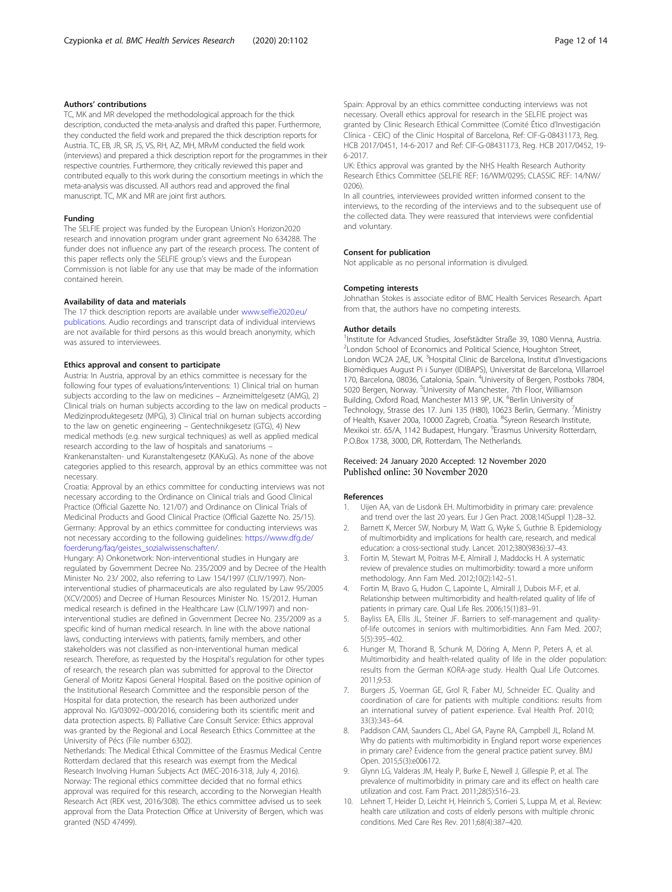### Authors' contributions

TC, MK and MR developed the methodological approach for the thick description, conducted the meta-analysis and drafted this paper. Furthermore, they conducted the field work and prepared the thick description reports for Austria. TC, EB, JR, SR, JS, VS, RH, AZ, MH, MRvM conducted the field work (interviews) and prepared a thick description report for the programmes in their respective countries. Furthermore, they critically reviewed this paper and contributed equally to this work during the consortium meetings in which the meta-analysis was discussed. All authors read and approved the final manuscript. TC, MK and MR are joint first authors.

### Funding

The SELFIE project was funded by the European Union's Horizon2020 research and innovation program under grant agreement No 634288. The funder does not influence any part of the research process. The content of this paper reflects only the SELFIE group's views and the European Commission is not liable for any use that may be made of the information contained herein.

### Availability of data and materials

The 17 thick description reports are available under www.selfie2020.eu/publications. Audio recordings and transcript data of individual interviews are not available for third persons as this would breach anonymity, which was assured to interviewees.

### Ethics approval and consent to participate

Austria: In Austria, approval by an ethics committee is necessary for the following four types of evaluations/interventions: 1) Clinical trial on human subjects according to the law on medicines – Arzneimittelgesetz (AMG), 2) Clinical trials on human subjects according to the law on medical products – Medizinproduktegesetz (MPG), 3) Clinical trial on human subjects according to the law on genetic engineering – Gentechnikgesetz (GTG), 4) New medical methods (e.g. new surgical techniques) as well as applied medical research according to the law of hospitals and sanatoriums – Krankenanstalten- und Kuranstaltengesetz (KAKuG). As none of the above categories applied to this research, approval by an ethics committee was not necessary.

Croatia: Approval by an ethics committee for conducting interviews was not necessary according to the Ordinance on Clinical trials and Good Clinical Practice (Official Gazette No. 121/07) and Ordinance on Clinical Trials of Medicinal Products and Good Clinical Practice (Official Gazette No. 25/15).

Germany: Approval by an ethics committee for conducting interviews was not necessary according to the following guidelines: https://www.dfg.de/foerderung/faq/geistes_sozialwissenschaften/.

Hungary: A) Onkonetwork: Non-interventional studies in Hungary are regulated by Government Decree No. 235/2009 and by Decree of the Health Minister No. 23/ 2002, also referring to Law 154/1997 (CLIV/1997). Non-interventional studies of pharmaceuticals are also regulated by Law 95/2005 (XCV/2005) and Decree of Human Resources Minister No. 15/2012. Human medical research is defined in the Healthcare Law (CLIV/1997) and non-interventional studies are defined in Government Decree No. 235/2009 as a specific kind of human medical research. In line with the above national laws, conducting interviews with patients, family members, and other stakeholders was not classified as non-interventional human medical research. Therefore, as requested by the Hospital's regulation for other types of research, the research plan was submitted for approval to the Director General of Moritz Kaposi General Hospital. Based on the positive opinion of the Institutional Research Committee and the responsible person of the Hospital for data protection, the research has been authorized under approval No. IG/03092–000/2016, considering both its scientific merit and data protection aspects. B) Palliative Care Consult Service: Ethics approval was granted by the Regional and Local Research Ethics Committee at the University of Pécs (File number 6302).

Netherlands: The Medical Ethical Committee of the Erasmus Medical Centre Rotterdam declared that this research was exempt from the Medical Research Involving Human Subjects Act (MEC-2016-318, July 4, 2016).

Norway: The regional ethics committee decided that no formal ethics approval was required for this research, according to the Norwegian Health Research Act (REK vest, 2016/308). The ethics committee advised us to seek approval from the Data Protection Office at University of Bergen, which was granted (NSD 47499).

Spain: Approval by an ethics committee conducting interviews was not necessary. Overall ethics approval for research in the SELFIE project was granted by Clinic Research Ethical Committee (Comité Ético d'Investigación Clínica - CEIC) of the Clinic Hospital of Barcelona, Ref: CIF-G-08431173, Reg. HCB 2017/0451, 14-6-2017 and Ref: CIF-G-08431173, Reg. HCB 2017/0452, 19-6-2017.

UK: Ethics approval was granted by the NHS Health Research Authority Research Ethics Committee (SELFIE REF: 16/WM/0295; CLASSIC REF: 14/NW/0206).

In all countries, interviewees provided written informed consent to the interviews, to the recording of the interviews and to the subsequent use of the collected data. They were reassured that interviews were confidential and voluntary.

### Consent for publication

Not applicable as no personal information is divulged.

### Competing interests

Johnathan Stokes is associate editor of BMC Health Services Research. Apart from that, the authors have no competing interests.

### Author details

[1]Institute for Advanced Studies, Josefstädter Straße 39, 1080 Vienna, Austria. [2]London School of Economics and Political Science, Houghton Street, London WC2A 2AE, UK. [3]Hospital Clinic de Barcelona, Institut d'Investigacions Biomèdiques August Pi i Sunyer (IDIBAPS), Universitat de Barcelona, Villarroel 170, Barcelona, 08036, Catalonia, Spain. [4]University of Bergen, Postboks 7804, 5020 Bergen, Norway. [5]University of Manchester, 7th Floor, Williamson Building, Oxford Road, Manchester M13 9P, UK. [6]Berlin University of Technology, Strasse des 17. Juni 135 (H80), 10623 Berlin, Germany. [7]Ministry of Health, Ksaver 200a, 10000 Zagreb, Croatia. [8]Syreon Research Institute, Mexikoi str. 65/A, 1142 Budapest, Hungary. [9]Erasmus University Rotterdam, P.O.Box 1738, 3000, DR, Rotterdam, The Netherlands.

Received: 24 January 2020 Accepted: 12 November 2020
Published online: 30 November 2020

### References

1. Uijen AA, van de Lisdonk EH. Multimorbidity in primary care: prevalence and trend over the last 20 years. Eur J Gen Pract. 2008;14(Suppl 1):28–32.
2. Barnett K, Mercer SW, Norbury M, Watt G, Wyke S, Guthrie B. Epidemiology of multimorbidity and implications for health care, research, and medical education: a cross-sectional study. Lancet. 2012;380(9836):37–43.
3. Fortin M, Stewart M, Poitras M-E, Almirall J, Maddocks H. A systematic review of prevalence studies on multimorbidity: toward a more uniform methodology. Ann Fam Med. 2012;10(2):142–51.
4. Fortin M, Bravo G, Hudon C, Lapointe L, Almirall J, Dubois M-F, et al. Relationship between multimorbidity and health-related quality of life of patients in primary care. Qual Life Res. 2006;15(1):83–91.
5. Bayliss EA, Ellis JL, Steiner JF. Barriers to self-management and quality-of-life outcomes in seniors with multimorbidities. Ann Fam Med. 2007;5(5):395–402.
6. Hunger M, Thorand B, Schunk M, Döring A, Menn P, Peters A, et al. Multimorbidity and health-related quality of life in the older population: results from the German KORA-age study. Health Qual Life Outcomes. 2011;9:53.
7. Burgers JS, Voerman GE, Grol R, Faber MJ, Schneider EC. Quality and coordination of care for patients with multiple conditions: results from an international survey of patient experience. Eval Health Prof. 2010;33(3):343–64.
8. Paddison CAM, Saunders CL, Abel GA, Payne RA, Campbell JL, Roland M. Why do patients with multimorbidity in England report worse experiences in primary care? Evidence from the general practice patient survey. BMJ Open. 2015;5(3):e006172.
9. Glynn LG, Valderas JM, Healy P, Burke E, Newell J, Gillespie P, et al. The prevalence of multimorbidity in primary care and its effect on health care utilization and cost. Fam Pract. 2011;28(5):516–23.
10. Lehnert T, Heider D, Leicht H, Heinrich S, Corrieri S, Luppa M, et al. Review: health care utilization and costs of elderly persons with multiple chronic conditions. Med Care Res Rev. 2011;68(4):387–420.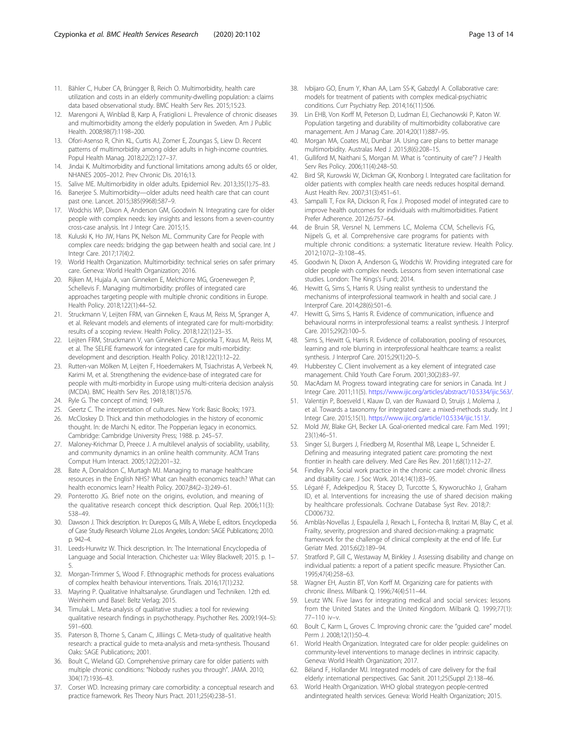11. Bähler C, Huber CA, Brüngger B, Reich O. Multimorbidity, health care utilization and costs in an elderly community-dwelling population: a claims data based observational study. BMC Health Serv Res. 2015;15:23.
12. Marengoni A, Winblad B, Karp A, Fratiglioni L. Prevalence of chronic diseases and multimorbidity among the elderly population in Sweden. Am J Public Health. 2008;98(7):1198–200.
13. Ofori-Asenso R, Chin KL, Curtis AJ, Zomer E, Zoungas S, Liew D. Recent patterns of multimorbidity among older adults in high-income countries. Popul Health Manag. 2018;22(2):127–37.
14. Jindai K. Multimorbidity and functional limitations among adults 65 or older, NHANES 2005–2012. Prev Chronic Dis. 2016;13.
15. Salive ME. Multimorbidity in older adults. Epidemiol Rev. 2013;35(1):75–83.
16. Banerjee S. Multimorbidity—older adults need health care that can count past one. Lancet. 2015;385(9968):587–9.
17. Wodchis WP, Dixon A, Anderson GM, Goodwin N. Integrating care for older people with complex needs: key insights and lessons from a seven-country cross-case analysis. Int J Integr Care. 2015;15.
18. Kuluski K, Ho JW, Hans PK, Nelson ML. Community Care for People with complex care needs: bridging the gap between health and social care. Int J Integr Care. 2017;17(4):2.
19. World Health Organization. Multimorbidity: technical series on safer primary care. Geneva: World Health Organization; 2016.
20. Rijken M, Hujala A, van Ginneken E, Melchiorre MG, Groenewegen P, Schellevis F. Managing multimorbidity: profiles of integrated care approaches targeting people with multiple chronic conditions in Europe. Health Policy. 2018;122(1):44–52.
21. Struckmann V, Leijten FRM, van Ginneken E, Kraus M, Reiss M, Spranger A, et al. Relevant models and elements of integrated care for multi-morbidity: results of a scoping review. Health Policy. 2018;122(1):23–35.
22. Leijten FRM, Struckmann V, van Ginneken E, Czypionka T, Kraus M, Reiss M, et al. The SELFIE framework for integrated care for multi-morbidity: development and description. Health Policy. 2018;122(1):12–22.
23. Rutten-van Mölken M, Leijten F, Hoedemakers M, Tsiachristas A, Verbeek N, Karimi M, et al. Strengthening the evidence-base of integrated care for people with multi-morbidity in Europe using multi-criteria decision analysis (MCDA). BMC Health Serv Res. 2018;18(1):576.
24. Ryle G. The concept of mind; 1949.
25. Geertz C. The interpretation of cultures. New York: Basic Books; 1973.
26. McCloskey D. Thick and thin methodologies in the history of economic thought. In: de Marchi N, editor. The Popperian legacy in economics. Cambridge: Cambridge University Press; 1988. p. 245–57.
27. Maloney-Krichmar D, Preece J. A multilevel analysis of sociability, usability, and community dynamics in an online health community. ACM Trans Comput Hum Interact. 2005;12(2):201–32.
28. Bate A, Donaldson C, Murtagh MJ. Managing to manage healthcare resources in the English NHS? What can health economics teach? What can health economics learn? Health Policy. 2007;84(2–3):249–61.
29. Ponterotto JG. Brief note on the origins, evolution, and meaning of the qualitative research concept thick description. Qual Rep. 2006;11(3): 538–49.
30. Dawson J. Thick description. In: Durepos G, Mills A, Wiebe E, editors. Encyclopedia of Case Study Research Volume 2.Los Angeles, London: SAGE Publications; 2010. p. 942–4.
31. Leeds-Hurwitz W. Thick description. In: The International Encyclopedia of Language and Social Interaction. Chichester u.a: Wiley Blackwell; 2015. p. 1–5.
32. Morgan-Trimmer S, Wood F. Ethnographic methods for process evaluations of complex health behaviour interventions. Trials. 2016;17(1):232.
33. Mayring P. Qualitative Inhaltsanalyse. Grundlagen und Techniken. 12th ed. Weinheim und Basel: Beltz Verlag; 2015.
34. Timulak L. Meta-analysis of qualitative studies: a tool for reviewing qualitative research findings in psychotherapy. Psychother Res. 2009;19(4–5): 591–600.
35. Paterson B, Thorne S, Canam C, Jilliings C. Meta-study of qualitative health research: a practical guide to meta-analysis and meta-synthesis. Thousand Oaks: SAGE Publications; 2001.
36. Boult C, Wieland GD. Comprehensive primary care for older patients with multiple chronic conditions: "Nobody rushes you through". JAMA. 2010; 304(17):1936–43.
37. Corser WD. Increasing primary care comorbidity: a conceptual research and practice framework. Res Theory Nurs Pract. 2011;25(4):238–51.
38. Ivbijaro GO, Enum Y, Khan AA, Lam SS-K, Gabzdyl A. Collaborative care: models for treatment of patients with complex medical-psychiatric conditions. Curr Psychiatry Rep. 2014;16(11):506.
39. Lin EHB, Von Korff M, Peterson D, Ludman EJ, Ciechanowski P, Katon W. Population targeting and durability of multimorbidity collaborative care management. Am J Manag Care. 2014;20(11):887–95.
40. Morgan MA, Coates MJ, Dunbar JA. Using care plans to better manage multimorbidity. Australas Med J. 2015;8(6):208–15.
41. Gulliford M, Naithani S, Morgan M. What is "continuity of care"? J Health Serv Res Policy. 2006;11(4):248–50.
42. Bird SR, Kurowski W, Dickman GK, Kronborg I. Integrated care facilitation for older patients with complex health care needs reduces hospital demand. Aust Health Rev. 2007;31(3):451–61.
43. Sampalli T, Fox RA, Dickson R, Fox J. Proposed model of integrated care to improve health outcomes for individuals with multimorbidities. Patient Prefer Adherence. 2012;6:757–64.
44. de Bruin SR, Versnel N, Lemmens LC, Molema CCM, Schellevis FG, Nijpels G, et al. Comprehensive care programs for patients with multiple chronic conditions: a systematic literature review. Health Policy. 2012;107(2–3):108–45.
45. Goodwin N, Dixon A, Anderson G, Wodchis W. Providing integrated care for older people with complex needs. Lessons from seven international case studies. London: The Kings's Fund; 2014.
46. Hewitt G, Sims S, Harris R. Using realist synthesis to understand the mechanisms of interprofessional teamwork in health and social care. J Interprof Care. 2014;28(6):501–6.
47. Hewitt G, Sims S, Harris R. Evidence of communication, influence and behavioural norms in interprofessional teams: a realist synthesis. J Interprof Care. 2015;29(2):100–5.
48. Sims S, Hewitt G, Harris R. Evidence of collaboration, pooling of resources, learning and role blurring in interprofessional healthcare teams: a realist synthesis. J Interprof Care. 2015;29(1):20–5.
49. Hubberstey C. Client involvement as a key element of integrated case management. Child Youth Care Forum. 2001;30(2):83–97.
50. MacAdam M. Progress toward integrating care for seniors in Canada. Int J Integr Care. 2011;11(5). https://www.ijic.org/articles/abstract/10.5334/ijic.563/.
51. Valentijn P, Boesveld I, Klauw D, van der Ruwaard D, Struijs J, Molema J, et al. Towards a taxonomy for integrated care: a mixed-methods study. Int J Integr Care. 2015;15(1). https://www.ijic.org/article/10.5334/ijic.1513/.
52. Mold JW, Blake GH, Becker LA. Goal-oriented medical care. Fam Med. 1991; 23(1):46–51.
53. Singer SJ, Burgers J, Friedberg M, Rosenthal MB, Leape L, Schneider E. Defining and measuring integrated patient care: promoting the next frontier in health care delivery. Med Care Res Rev. 2011;68(1):112–27.
54. Findley PA. Social work practice in the chronic care model: chronic illness and disability care. J Soc Work. 2014;14(1):83–95.
55. Légaré F, Adekpedjou R, Stacey D, Turcotte S, Kryworuchko J, Graham ID, et al. Interventions for increasing the use of shared decision making by healthcare professionals. Cochrane Database Syst Rev. 2018;7: CD006732.
56. Amblàs-Novellas J, Espaulella J, Rexach L, Fontecha B, Inzitari M, Blay C, et al. Frailty, severity, progression and shared decision-making: a pragmatic framework for the challenge of clinical complexity at the end of life. Eur Geriatr Med. 2015;6(2):189–94.
57. Stratford P, Gill C, Westaway M, Binkley J. Assessing disability and change on individual patients: a report of a patient specific measure. Physiother Can. 1995;47(4):258–63.
58. Wagner EH, Austin BT, Von Korff M. Organizing care for patients with chronic illness. Milbank Q. 1996;74(4):511–44.
59. Leutz WN. Five laws for integrating medical and social services: lessons from the United States and the United Kingdom. Milbank Q. 1999;77(1): 77–110 iv–v.
60. Boult C, Karm L, Groves C. Improving chronic care: the "guided care" model. Perm J. 2008;12(1):50–4.
61. World Health Organization. Integrated care for older people: guidelines on community-level interventions to manage declines in intrinsic capacity. Geneva: World Health Organization; 2017.
62. Béland F, Hollander MJ. Integrated models of care delivery for the frail elderly: international perspectives. Gac Sanit. 2011;25(Suppl 2):138–46.
63. World Health Organization. WHO global strategyon people-centred andintegrated health services. Geneva: World Health Organization; 2015.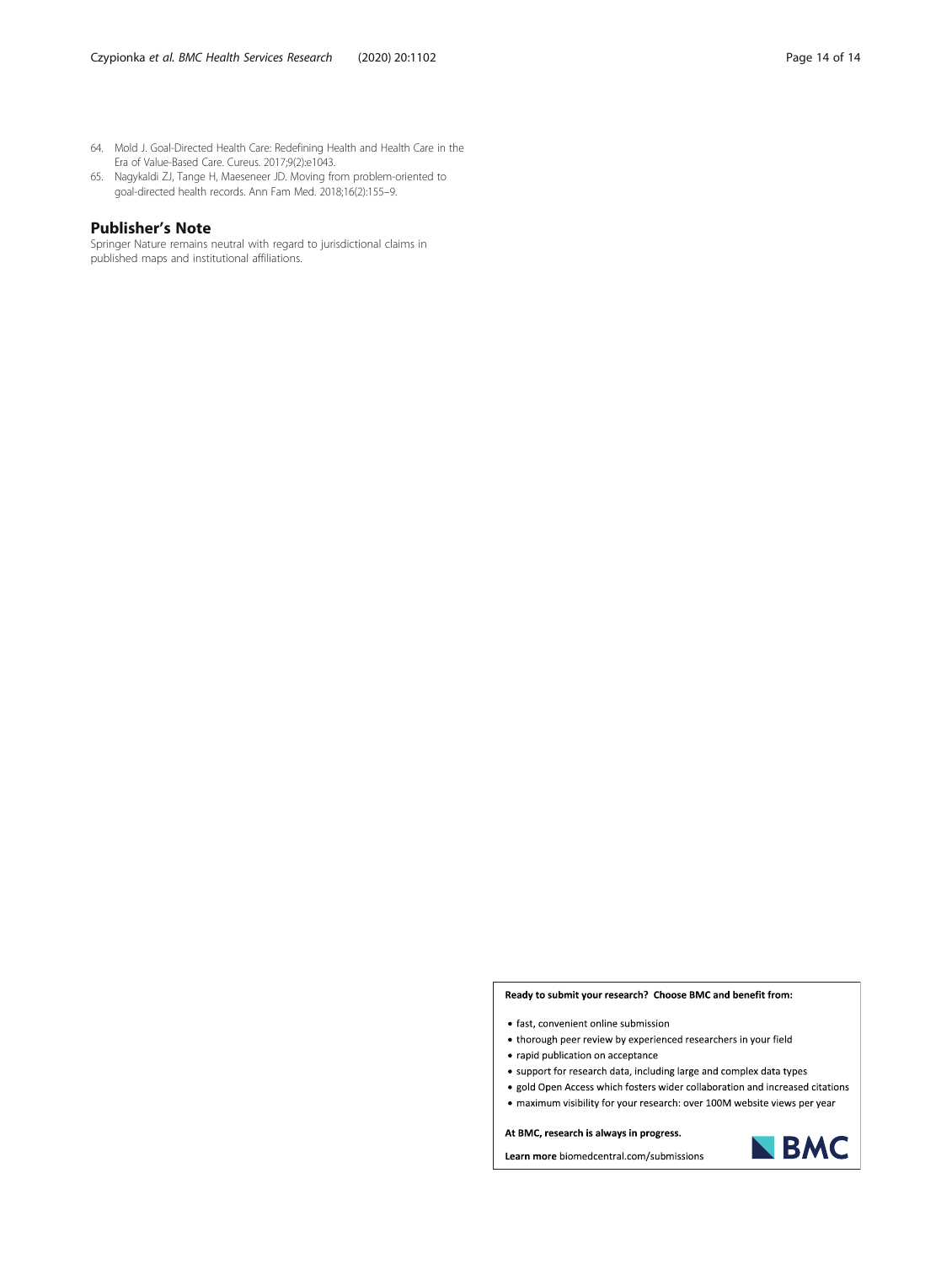64. Mold J. Goal-Directed Health Care: Redefining Health and Health Care in the Era of Value-Based Care. Cureus. 2017;9(2):e1043.
65. Nagykaldi ZJ, Tange H, Maeseneer JD. Moving from problem-oriented to goal-directed health records. Ann Fam Med. 2018;16(2):155–9.

## Publisher's Note

Springer Nature remains neutral with regard to jurisdictional claims in published maps and institutional affiliations.

**Ready to submit your research? Choose BMC and benefit from:**

- fast, convenient online submission
- thorough peer review by experienced researchers in your field
- rapid publication on acceptance
- support for research data, including large and complex data types
- gold Open Access which fosters wider collaboration and increased citations
- maximum visibility for your research: over 100M website views per year

**At BMC, research is always in progress.**

**Learn more** biomedcentral.com/submissions

BMC